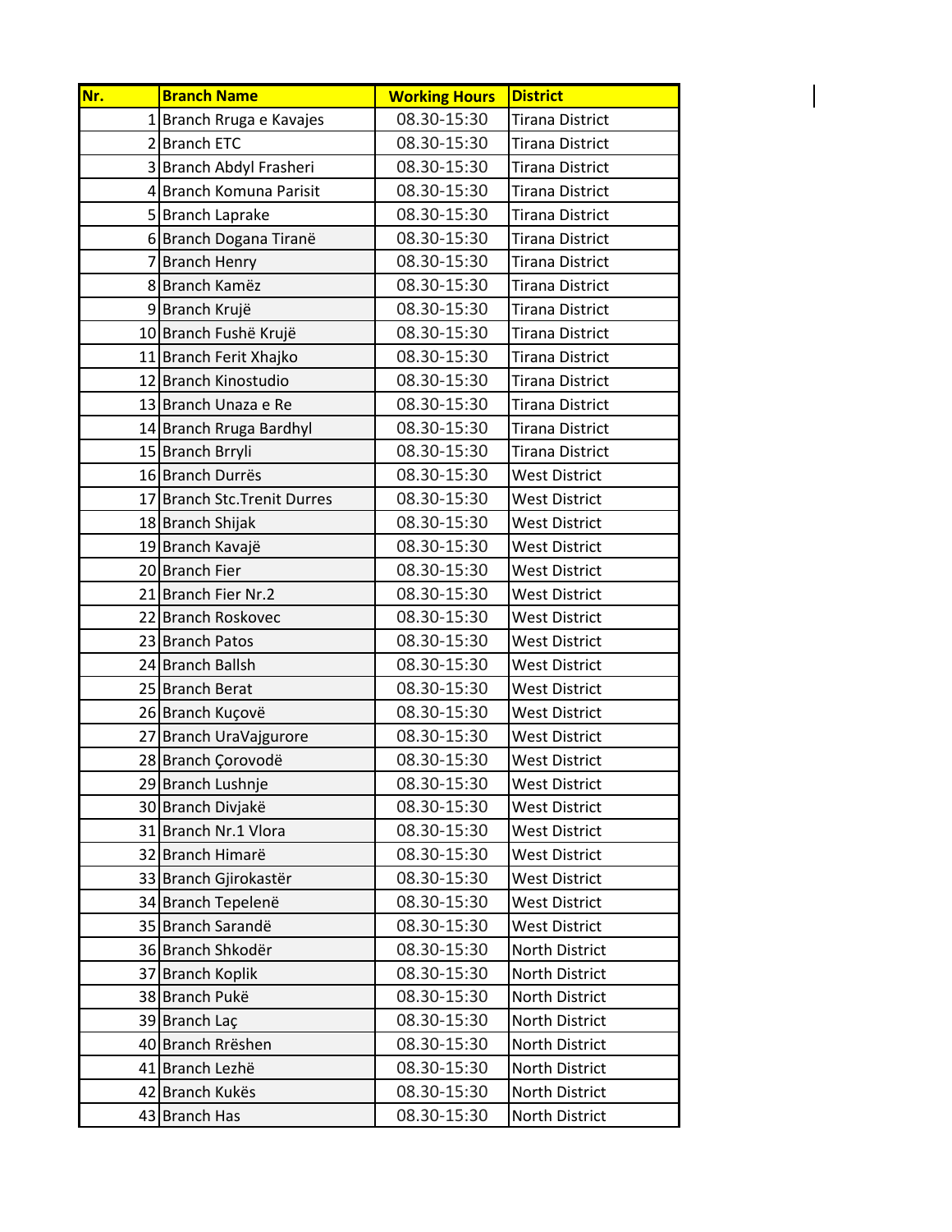| Nr. | Branch Name | Working Hours | District |
|---|---|---|---|
| 1 | Branch Rruga e Kavajes | 08.30-15:30 | Tirana District |
| 2 | Branch ETC | 08.30-15:30 | Tirana District |
| 3 | Branch Abdyl Frasheri | 08.30-15:30 | Tirana District |
| 4 | Branch Komuna Parisit | 08.30-15:30 | Tirana District |
| 5 | Branch Laprake | 08.30-15:30 | Tirana District |
| 6 | Branch Dogana Tiranë | 08.30-15:30 | Tirana District |
| 7 | Branch Henry | 08.30-15:30 | Tirana District |
| 8 | Branch Kamëz | 08.30-15:30 | Tirana District |
| 9 | Branch Krujë | 08.30-15:30 | Tirana District |
| 10 | Branch Fushë Krujë | 08.30-15:30 | Tirana District |
| 11 | Branch Ferit Xhajko | 08.30-15:30 | Tirana District |
| 12 | Branch Kinostudio | 08.30-15:30 | Tirana District |
| 13 | Branch Unaza e Re | 08.30-15:30 | Tirana District |
| 14 | Branch Rruga Bardhyl | 08.30-15:30 | Tirana District |
| 15 | Branch Brryli | 08.30-15:30 | Tirana District |
| 16 | Branch Durrës | 08.30-15:30 | West District |
| 17 | Branch Stc.Trenit Durres | 08.30-15:30 | West District |
| 18 | Branch Shijak | 08.30-15:30 | West District |
| 19 | Branch Kavajë | 08.30-15:30 | West District |
| 20 | Branch Fier | 08.30-15:30 | West District |
| 21 | Branch Fier Nr.2 | 08.30-15:30 | West District |
| 22 | Branch Roskovec | 08.30-15:30 | West District |
| 23 | Branch Patos | 08.30-15:30 | West District |
| 24 | Branch Ballsh | 08.30-15:30 | West District |
| 25 | Branch Berat | 08.30-15:30 | West District |
| 26 | Branch Kuçovë | 08.30-15:30 | West District |
| 27 | Branch UraVajgurore | 08.30-15:30 | West District |
| 28 | Branch Çorovodë | 08.30-15:30 | West District |
| 29 | Branch Lushnje | 08.30-15:30 | West District |
| 30 | Branch Divjakë | 08.30-15:30 | West District |
| 31 | Branch Nr.1 Vlora | 08.30-15:30 | West District |
| 32 | Branch Himarë | 08.30-15:30 | West District |
| 33 | Branch Gjirokastër | 08.30-15:30 | West District |
| 34 | Branch Tepelenë | 08.30-15:30 | West District |
| 35 | Branch Sarandë | 08.30-15:30 | West District |
| 36 | Branch Shkodër | 08.30-15:30 | North District |
| 37 | Branch Koplik | 08.30-15:30 | North District |
| 38 | Branch Pukë | 08.30-15:30 | North District |
| 39 | Branch Laç | 08.30-15:30 | North District |
| 40 | Branch Rrëshen | 08.30-15:30 | North District |
| 41 | Branch Lezhë | 08.30-15:30 | North District |
| 42 | Branch Kukës | 08.30-15:30 | North District |
| 43 | Branch Has | 08.30-15:30 | North District |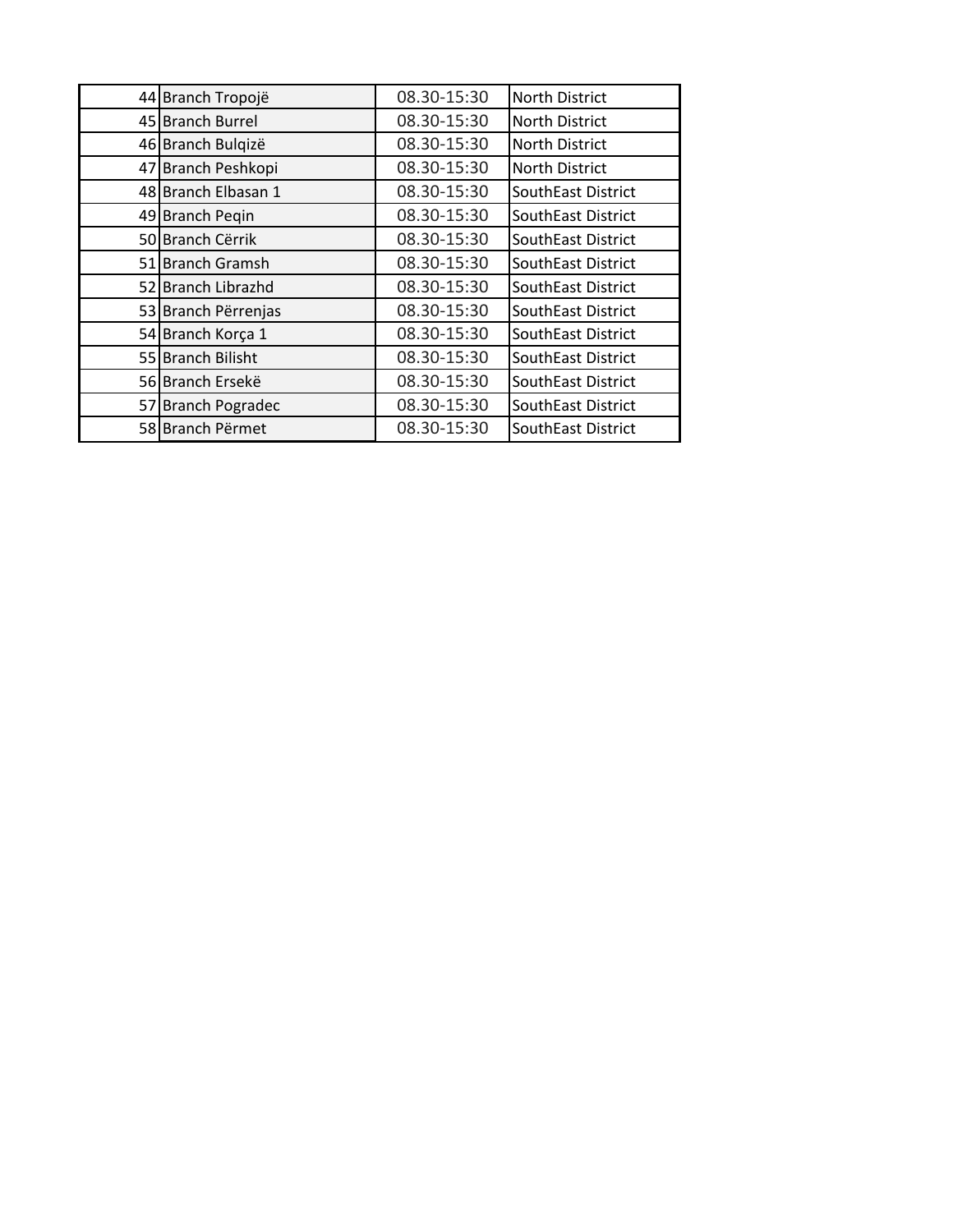| | | | |
|---|---|---|---|
| 44 | Branch Tropojë | 08.30-15:30 | North District |
| 45 | Branch Burrel | 08.30-15:30 | North District |
| 46 | Branch Bulqizë | 08.30-15:30 | North District |
| 47 | Branch Peshkopi | 08.30-15:30 | North District |
| 48 | Branch Elbasan 1 | 08.30-15:30 | SouthEast District |
| 49 | Branch Peqin | 08.30-15:30 | SouthEast District |
| 50 | Branch Cërrik | 08.30-15:30 | SouthEast District |
| 51 | Branch Gramsh | 08.30-15:30 | SouthEast District |
| 52 | Branch Librazhd | 08.30-15:30 | SouthEast District |
| 53 | Branch Përrenjas | 08.30-15:30 | SouthEast District |
| 54 | Branch Korça 1 | 08.30-15:30 | SouthEast District |
| 55 | Branch Bilisht | 08.30-15:30 | SouthEast District |
| 56 | Branch Ersekë | 08.30-15:30 | SouthEast District |
| 57 | Branch Pogradec | 08.30-15:30 | SouthEast District |
| 58 | Branch Përmet | 08.30-15:30 | SouthEast District |